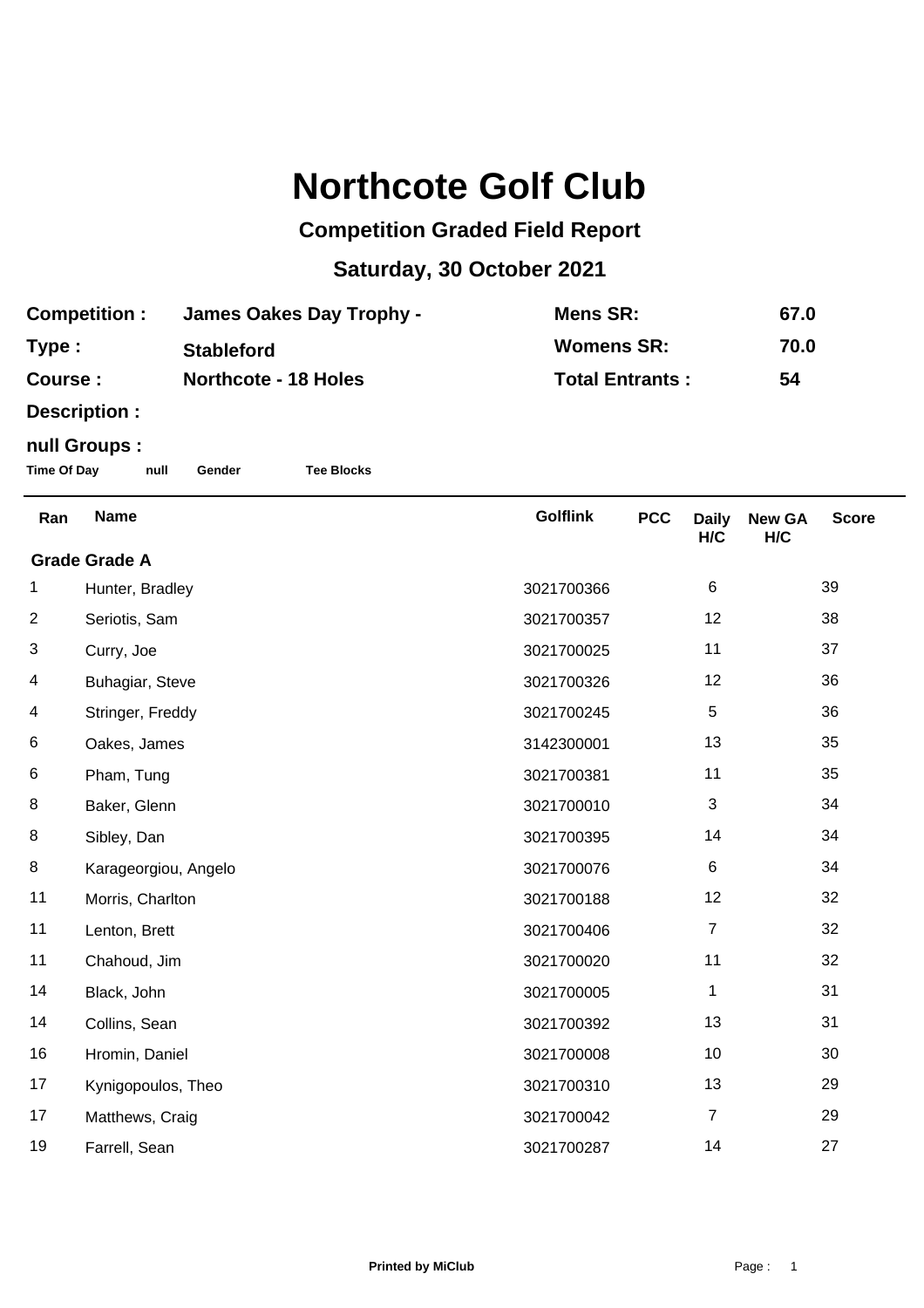# Northcote Golf Club

## Competition Graded Field Report

## Saturday, 30 October 2021

| | | | |
|---|---|---|---|
| **Competition :** | **James Oakes Day Trophy -** | **Mens SR:** | **67.0** |
| **Type :** | **Stableford** | **Womens SR:** | **70.0** |
| **Course :** | **Northcote - 18 Holes** | **Total Entrants :** | **54** |

**Description :**

**null Groups :**

**Time Of Day** **null** **Gender** **Tee Blocks**

| Ran | Name | Golflink | PCC | Daily H/C | New GA H/C | Score |
|---|---|---|---|---|---|---|
| **Grade Grade A** | | | | | | |
| 1 | Hunter, Bradley | 3021700366 | | 6 | | 39 |
| 2 | Seriotis, Sam | 3021700357 | | 12 | | 38 |
| 3 | Curry, Joe | 3021700025 | | 11 | | 37 |
| 4 | Buhagiar, Steve | 3021700326 | | 12 | | 36 |
| 4 | Stringer, Freddy | 3021700245 | | 5 | | 36 |
| 6 | Oakes, James | 3142300001 | | 13 | | 35 |
| 6 | Pham, Tung | 3021700381 | | 11 | | 35 |
| 8 | Baker, Glenn | 3021700010 | | 3 | | 34 |
| 8 | Sibley, Dan | 3021700395 | | 14 | | 34 |
| 8 | Karageorgiou, Angelo | 3021700076 | | 6 | | 34 |
| 11 | Morris, Charlton | 3021700188 | | 12 | | 32 |
| 11 | Lenton, Brett | 3021700406 | | 7 | | 32 |
| 11 | Chahoud, Jim | 3021700020 | | 11 | | 32 |
| 14 | Black, John | 3021700005 | | 1 | | 31 |
| 14 | Collins, Sean | 3021700392 | | 13 | | 31 |
| 16 | Hromin, Daniel | 3021700008 | | 10 | | 30 |
| 17 | Kynigopoulos, Theo | 3021700310 | | 13 | | 29 |
| 17 | Matthews, Craig | 3021700042 | | 7 | | 29 |
| 19 | Farrell, Sean | 3021700287 | | 14 | | 27 |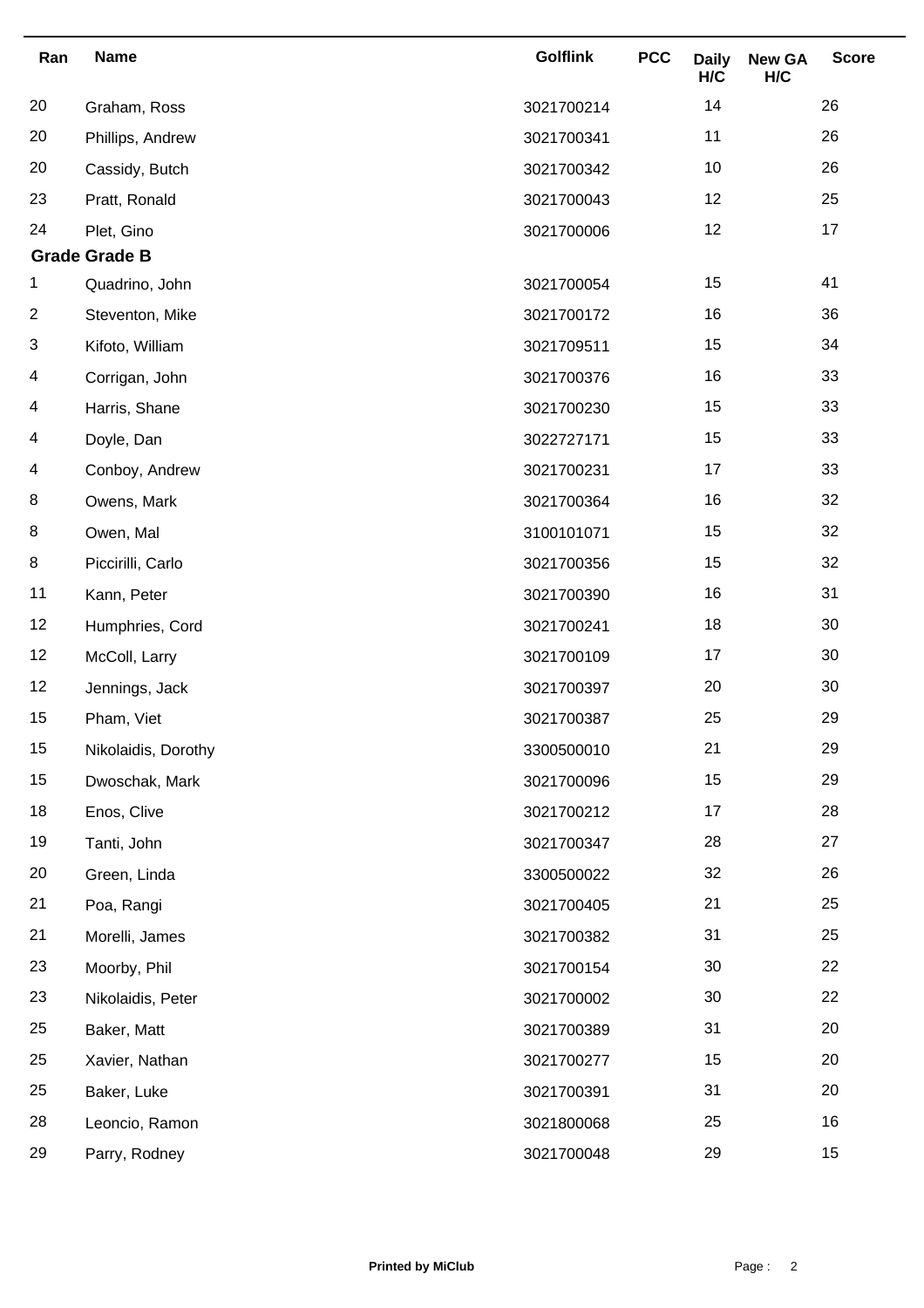| Ran | Name | Golflink | PCC | Daily H/C | New GA H/C | Score |
|---|---|---|---|---|---|---|
| 20 | Graham, Ross | 3021700214 | | 14 | | 26 |
| 20 | Phillips, Andrew | 3021700341 | | 11 | | 26 |
| 20 | Cassidy, Butch | 3021700342 | | 10 | | 26 |
| 23 | Pratt, Ronald | 3021700043 | | 12 | | 25 |
| 24 | Plet, Gino | 3021700006 | | 12 | | 17 |

**Grade Grade B**

| Ran | Name | Golflink | PCC | Daily H/C | New GA H/C | Score |
|---|---|---|---|---|---|---|
| 1 | Quadrino, John | 3021700054 | | 15 | | 41 |
| 2 | Steventon, Mike | 3021700172 | | 16 | | 36 |
| 3 | Kifoto, William | 3021709511 | | 15 | | 34 |
| 4 | Corrigan, John | 3021700376 | | 16 | | 33 |
| 4 | Harris, Shane | 3021700230 | | 15 | | 33 |
| 4 | Doyle, Dan | 3022727171 | | 15 | | 33 |
| 4 | Conboy, Andrew | 3021700231 | | 17 | | 33 |
| 8 | Owens, Mark | 3021700364 | | 16 | | 32 |
| 8 | Owen, Mal | 3100101071 | | 15 | | 32 |
| 8 | Piccirilli, Carlo | 3021700356 | | 15 | | 32 |
| 11 | Kann, Peter | 3021700390 | | 16 | | 31 |
| 12 | Humphries, Cord | 3021700241 | | 18 | | 30 |
| 12 | McColl, Larry | 3021700109 | | 17 | | 30 |
| 12 | Jennings, Jack | 3021700397 | | 20 | | 30 |
| 15 | Pham, Viet | 3021700387 | | 25 | | 29 |
| 15 | Nikolaidis, Dorothy | 3300500010 | | 21 | | 29 |
| 15 | Dwoschak, Mark | 3021700096 | | 15 | | 29 |
| 18 | Enos, Clive | 3021700212 | | 17 | | 28 |
| 19 | Tanti, John | 3021700347 | | 28 | | 27 |
| 20 | Green, Linda | 3300500022 | | 32 | | 26 |
| 21 | Poa, Rangi | 3021700405 | | 21 | | 25 |
| 21 | Morelli, James | 3021700382 | | 31 | | 25 |
| 23 | Moorby, Phil | 3021700154 | | 30 | | 22 |
| 23 | Nikolaidis, Peter | 3021700002 | | 30 | | 22 |
| 25 | Baker, Matt | 3021700389 | | 31 | | 20 |
| 25 | Xavier, Nathan | 3021700277 | | 15 | | 20 |
| 25 | Baker, Luke | 3021700391 | | 31 | | 20 |
| 28 | Leoncio, Ramon | 3021800068 | | 25 | | 16 |
| 29 | Parry, Rodney | 3021700048 | | 29 | | 15 |

**Printed by MiClub**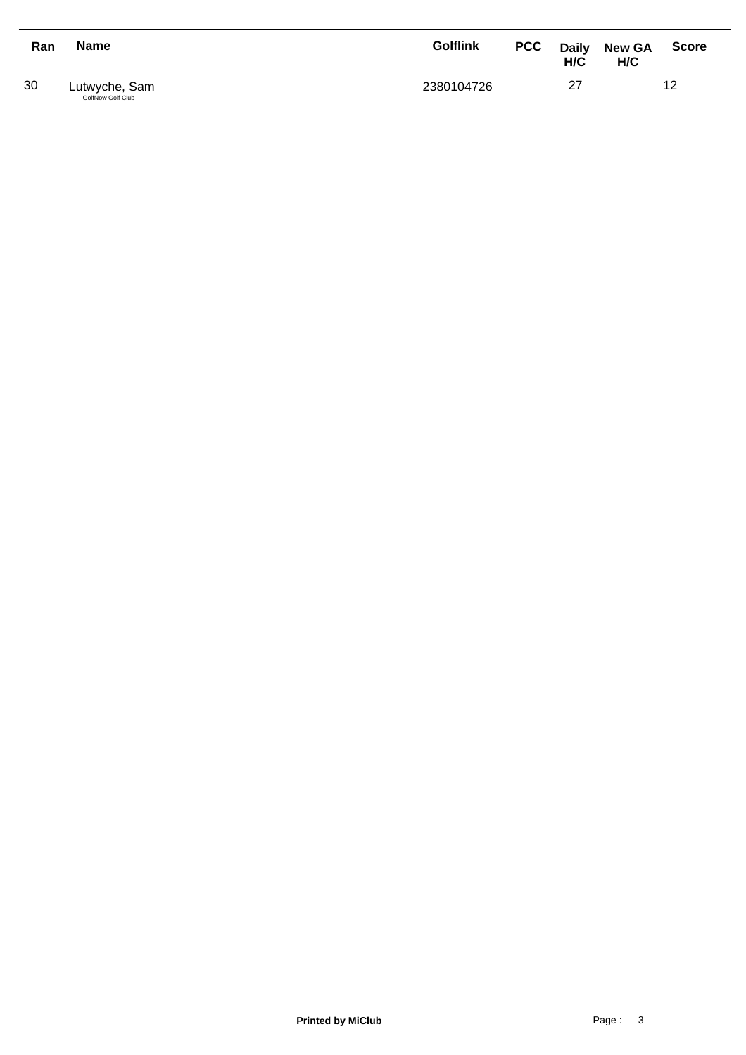| Ran | Name | Golflink | PCC | Daily H/C | New GA H/C | Score |
| --- | --- | --- | --- | --- | --- | --- |
| 30 | Lutwyche, Sam<br>GolfNow Golf Club | 2380104726 | | 27 | | 12 |

**Printed by MiClub**